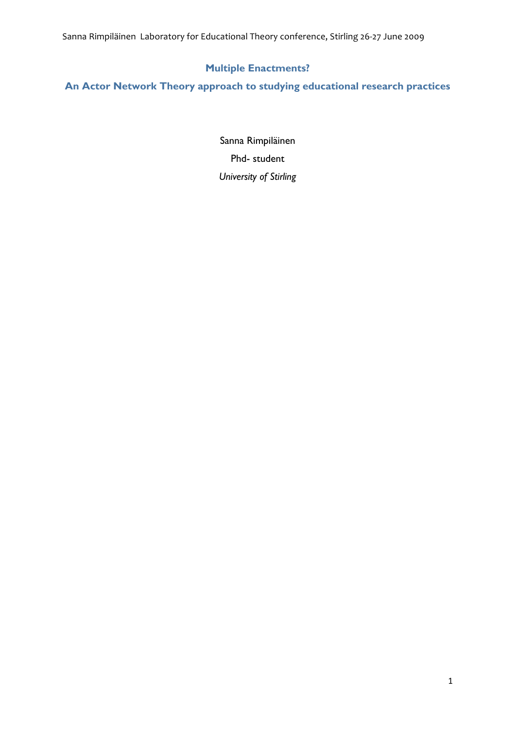Sanna Rimpiläinen Laboratory for Educational Theory conference, Stirling 26-27 June 2009

# Multiple Enactments?

## An Actor Network Theory approach to studying educational research practices

Sanna Rimpiläinen

Phd- student

*University of Stirling*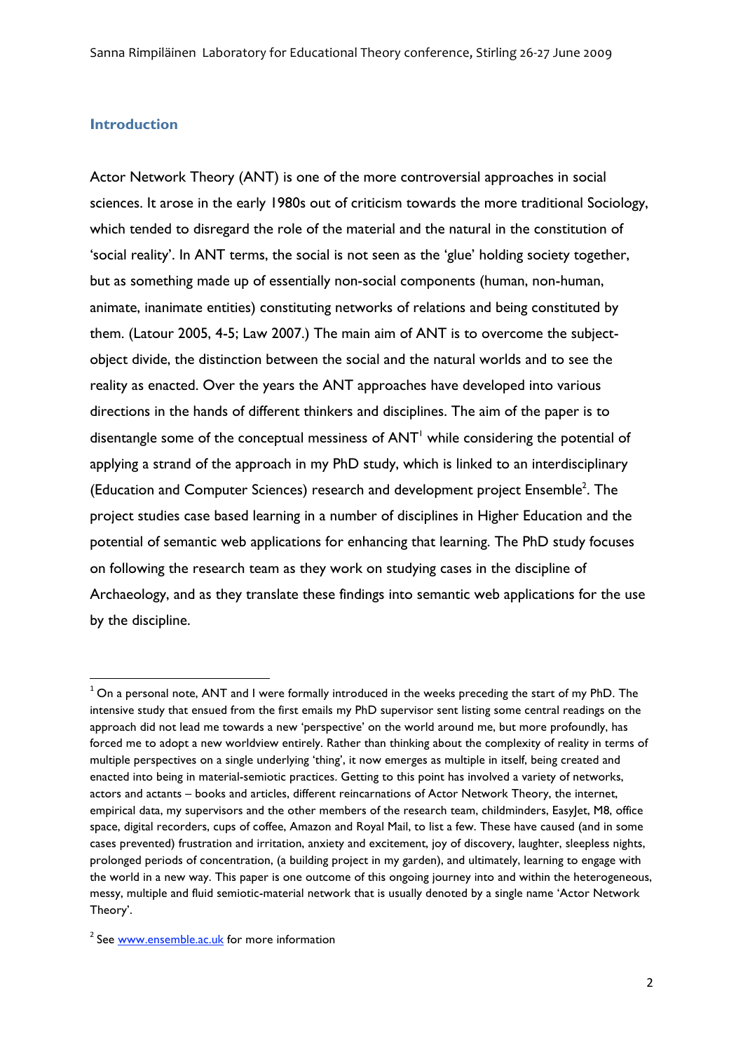## Introduction

Actor Network Theory (ANT) is one of the more controversial approaches in social sciences. It arose in the early 1980s out of criticism towards the more traditional Sociology, which tended to disregard the role of the material and the natural in the constitution of 'social reality'. In ANT terms, the social is not seen as the 'glue' holding society together, but as something made up of essentially non-social components (human, non-human, animate, inanimate entities) constituting networks of relations and being constituted by them. (Latour 2005, 4-5; Law 2007.) The main aim of ANT is to overcome the subject-object divide, the distinction between the social and the natural worlds and to see the reality as enacted. Over the years the ANT approaches have developed into various directions in the hands of different thinkers and disciplines. The aim of the paper is to disentangle some of the conceptual messiness of ANT[1] while considering the potential of applying a strand of the approach in my PhD study, which is linked to an interdisciplinary (Education and Computer Sciences) research and development project Ensemble[2]. The project studies case based learning in a number of disciplines in Higher Education and the potential of semantic web applications for enhancing that learning. The PhD study focuses on following the research team as they work on studying cases in the discipline of Archaeology, and as they translate these findings into semantic web applications for the use by the discipline.

---

[1] On a personal note, ANT and I were formally introduced in the weeks preceding the start of my PhD. The intensive study that ensued from the first emails my PhD supervisor sent listing some central readings on the approach did not lead me towards a new 'perspective' on the world around me, but more profoundly, has forced me to adopt a new worldview entirely. Rather than thinking about the complexity of reality in terms of multiple perspectives on a single underlying 'thing', it now emerges as multiple in itself, being created and enacted into being in material-semiotic practices. Getting to this point has involved a variety of networks, actors and actants – books and articles, different reincarnations of Actor Network Theory, the internet, empirical data, my supervisors and the other members of the research team, childminders, EasyJet, M8, office space, digital recorders, cups of coffee, Amazon and Royal Mail, to list a few. These have caused (and in some cases prevented) frustration and irritation, anxiety and excitement, joy of discovery, laughter, sleepless nights, prolonged periods of concentration, (a building project in my garden), and ultimately, learning to engage with the world in a new way. This paper is one outcome of this ongoing journey into and within the heterogeneous, messy, multiple and fluid semiotic-material network that is usually denoted by a single name 'Actor Network Theory'.

[2] See www.ensemble.ac.uk for more information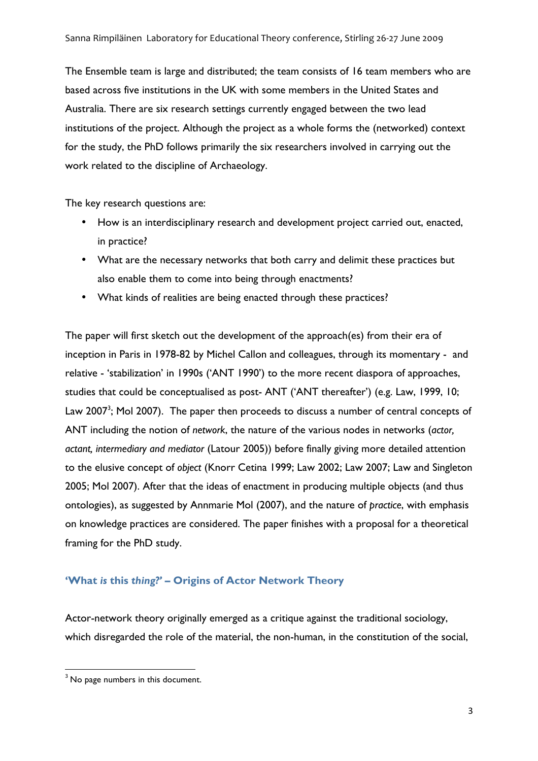The Ensemble team is large and distributed; the team consists of 16 team members who are based across five institutions in the UK with some members in the United States and Australia. There are six research settings currently engaged between the two lead institutions of the project. Although the project as a whole forms the (networked) context for the study, the PhD follows primarily the six researchers involved in carrying out the work related to the discipline of Archaeology.

The key research questions are:

- How is an interdisciplinary research and development project carried out, enacted, in practice?
- What are the necessary networks that both carry and delimit these practices but also enable them to come into being through enactments?
- What kinds of realities are being enacted through these practices?

The paper will first sketch out the development of the approach(es) from their era of inception in Paris in 1978-82 by Michel Callon and colleagues, through its momentary - and relative - 'stabilization' in 1990s ('ANT 1990') to the more recent diaspora of approaches, studies that could be conceptualised as post- ANT ('ANT thereafter') (e.g. Law, 1999, 10; Law 2007[3]; Mol 2007). The paper then proceeds to discuss a number of central concepts of ANT including the notion of *network*, the nature of the various nodes in networks (*actor, actant, intermediary and mediator* (Latour 2005)) before finally giving more detailed attention to the elusive concept of *object* (Knorr Cetina 1999; Law 2002; Law 2007; Law and Singleton 2005; Mol 2007). After that the ideas of enactment in producing multiple objects (and thus ontologies), as suggested by Annmarie Mol (2007), and the nature of *practice*, with emphasis on knowledge practices are considered. The paper finishes with a proposal for a theoretical framing for the PhD study.

## 'What *is* this *thing?*' – Origins of Actor Network Theory

Actor-network theory originally emerged as a critique against the traditional sociology, which disregarded the role of the material, the non-human, in the constitution of the social,

[3] No page numbers in this document.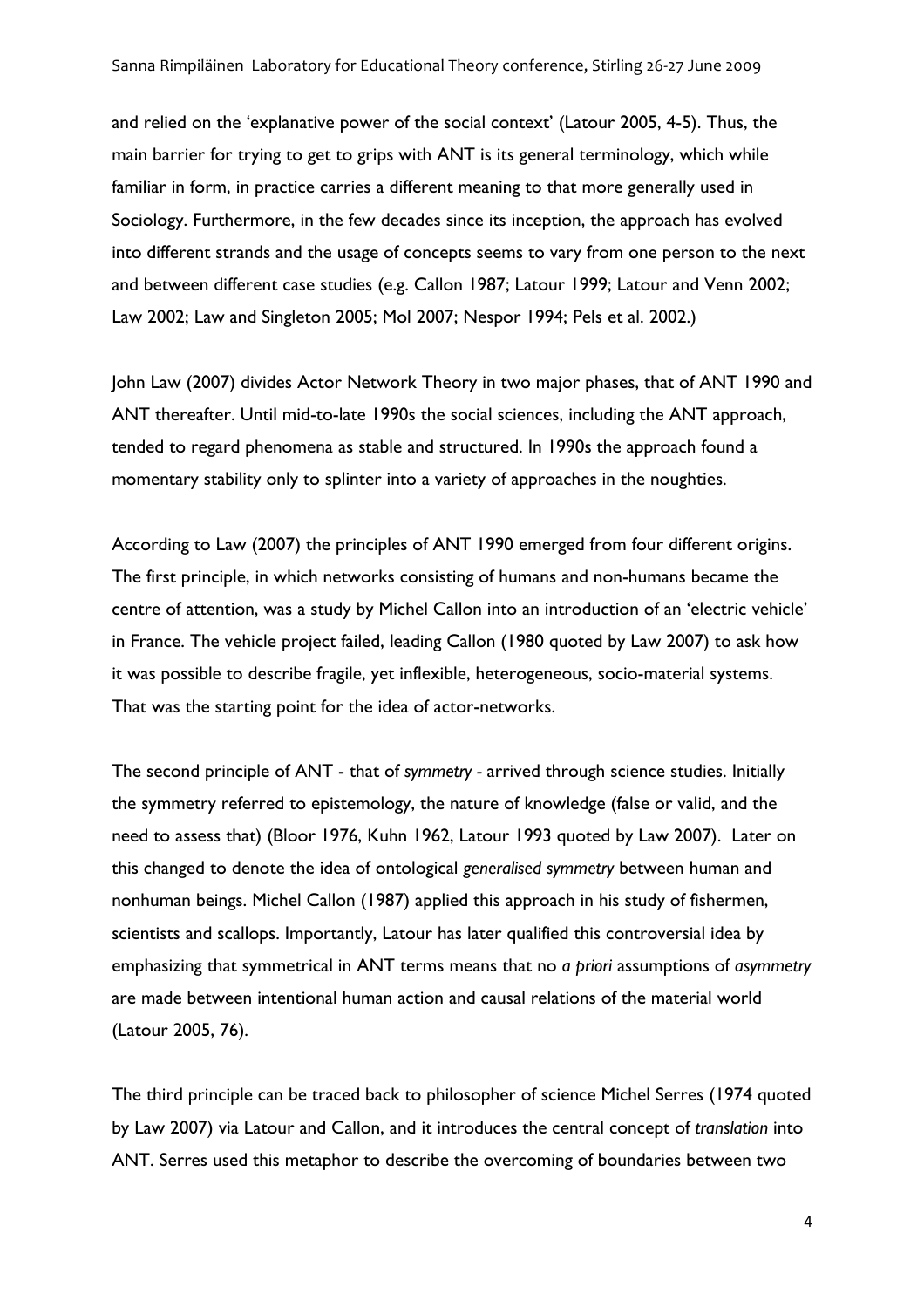and relied on the 'explanative power of the social context' (Latour 2005, 4-5). Thus, the main barrier for trying to get to grips with ANT is its general terminology, which while familiar in form, in practice carries a different meaning to that more generally used in Sociology. Furthermore, in the few decades since its inception, the approach has evolved into different strands and the usage of concepts seems to vary from one person to the next and between different case studies (e.g. Callon 1987; Latour 1999; Latour and Venn 2002; Law 2002; Law and Singleton 2005; Mol 2007; Nespor 1994; Pels et al. 2002.)

John Law (2007) divides Actor Network Theory in two major phases, that of ANT 1990 and ANT thereafter. Until mid-to-late 1990s the social sciences, including the ANT approach, tended to regard phenomena as stable and structured. In 1990s the approach found a momentary stability only to splinter into a variety of approaches in the noughties.

According to Law (2007) the principles of ANT 1990 emerged from four different origins. The first principle, in which networks consisting of humans and non-humans became the centre of attention, was a study by Michel Callon into an introduction of an 'electric vehicle' in France. The vehicle project failed, leading Callon (1980 quoted by Law 2007) to ask how it was possible to describe fragile, yet inflexible, heterogeneous, socio-material systems. That was the starting point for the idea of actor-networks.

The second principle of ANT - that of *symmetry* - arrived through science studies. Initially the symmetry referred to epistemology, the nature of knowledge (false or valid, and the need to assess that) (Bloor 1976, Kuhn 1962, Latour 1993 quoted by Law 2007). Later on this changed to denote the idea of ontological *generalised symmetry* between human and nonhuman beings. Michel Callon (1987) applied this approach in his study of fishermen, scientists and scallops. Importantly, Latour has later qualified this controversial idea by emphasizing that symmetrical in ANT terms means that no *a priori* assumptions of *asymmetry* are made between intentional human action and causal relations of the material world (Latour 2005, 76).

The third principle can be traced back to philosopher of science Michel Serres (1974 quoted by Law 2007) via Latour and Callon, and it introduces the central concept of *translation* into ANT. Serres used this metaphor to describe the overcoming of boundaries between two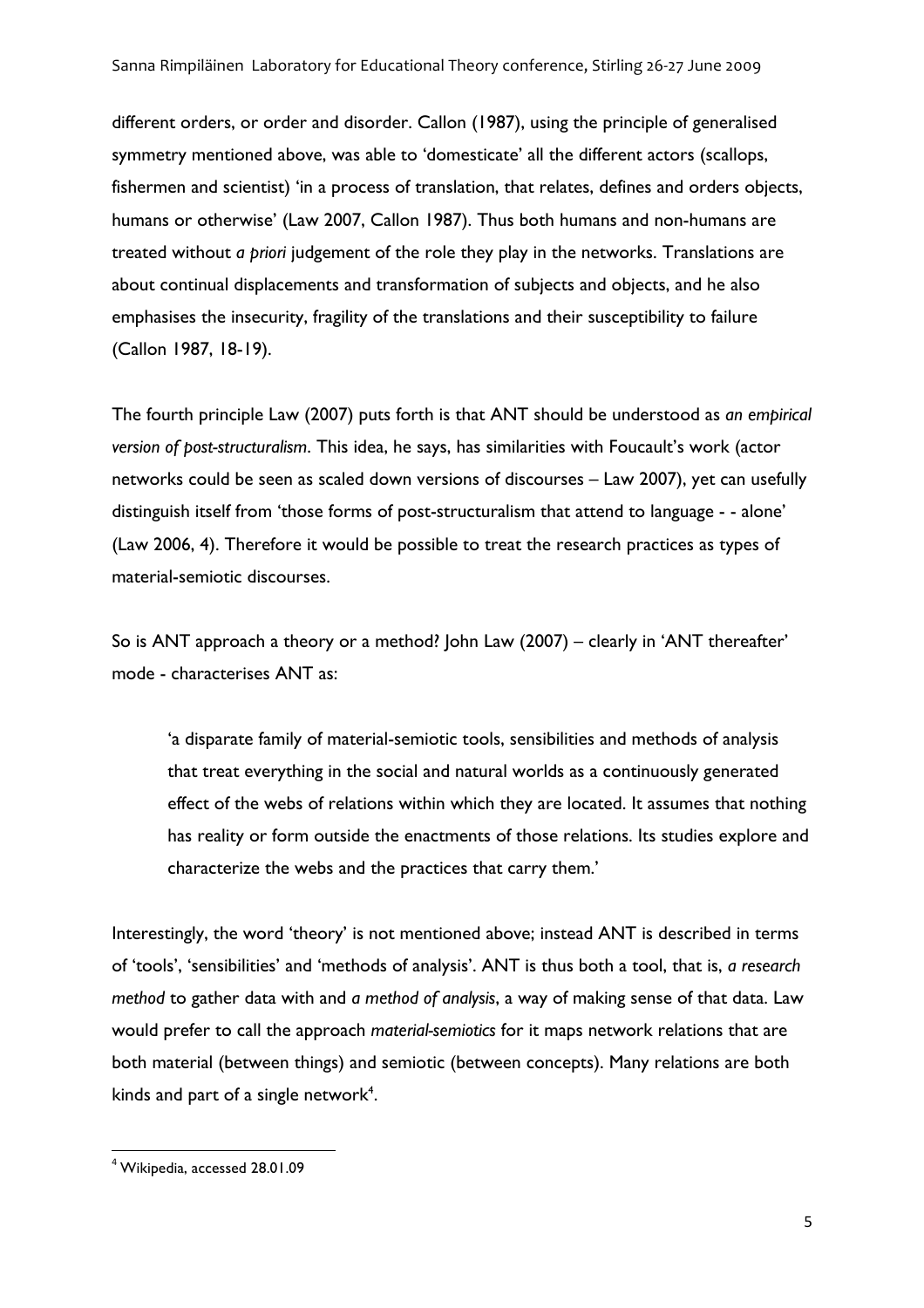different orders, or order and disorder. Callon (1987), using the principle of generalised symmetry mentioned above, was able to 'domesticate' all the different actors (scallops, fishermen and scientist) 'in a process of translation, that relates, defines and orders objects, humans or otherwise' (Law 2007, Callon 1987). Thus both humans and non-humans are treated without *a priori* judgement of the role they play in the networks. Translations are about continual displacements and transformation of subjects and objects, and he also emphasises the insecurity, fragility of the translations and their susceptibility to failure (Callon 1987, 18-19).

The fourth principle Law (2007) puts forth is that ANT should be understood as *an empirical version of post-structuralism*. This idea, he says, has similarities with Foucault's work (actor networks could be seen as scaled down versions of discourses – Law 2007), yet can usefully distinguish itself from 'those forms of post-structuralism that attend to language - - alone' (Law 2006, 4). Therefore it would be possible to treat the research practices as types of material-semiotic discourses.

So is ANT approach a theory or a method? John Law (2007) – clearly in 'ANT thereafter' mode - characterises ANT as:

> 'a disparate family of material-semiotic tools, sensibilities and methods of analysis that treat everything in the social and natural worlds as a continuously generated effect of the webs of relations within which they are located. It assumes that nothing has reality or form outside the enactments of those relations. Its studies explore and characterize the webs and the practices that carry them.'

Interestingly, the word 'theory' is not mentioned above; instead ANT is described in terms of 'tools', 'sensibilities' and 'methods of analysis'. ANT is thus both a tool, that is, *a research method* to gather data with and *a method of analysis*, a way of making sense of that data. Law would prefer to call the approach *material-semiotics* for it maps network relations that are both material (between things) and semiotic (between concepts). Many relations are both kinds and part of a single network[4].

[4] Wikipedia, accessed 28.01.09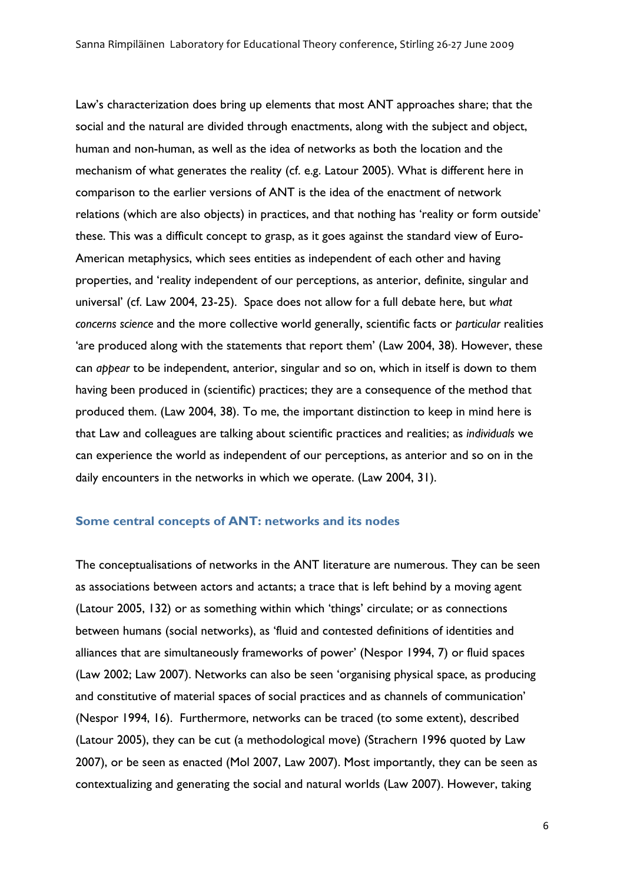Law's characterization does bring up elements that most ANT approaches share; that the social and the natural are divided through enactments, along with the subject and object, human and non-human, as well as the idea of networks as both the location and the mechanism of what generates the reality (cf. e.g. Latour 2005). What is different here in comparison to the earlier versions of ANT is the idea of the enactment of network relations (which are also objects) in practices, and that nothing has 'reality or form outside' these. This was a difficult concept to grasp, as it goes against the standard view of Euro-American metaphysics, which sees entities as independent of each other and having properties, and 'reality independent of our perceptions, as anterior, definite, singular and universal' (cf. Law 2004, 23-25). Space does not allow for a full debate here, but *what concerns science* and the more collective world generally, scientific facts or *particular* realities 'are produced along with the statements that report them' (Law 2004, 38). However, these can *appear* to be independent, anterior, singular and so on, which in itself is down to them having been produced in (scientific) practices; they are a consequence of the method that produced them. (Law 2004, 38). To me, the important distinction to keep in mind here is that Law and colleagues are talking about scientific practices and realities; as *individuals* we can experience the world as independent of our perceptions, as anterior and so on in the daily encounters in the networks in which we operate. (Law 2004, 31).

### Some central concepts of ANT: networks and its nodes

The conceptualisations of networks in the ANT literature are numerous. They can be seen as associations between actors and actants; a trace that is left behind by a moving agent (Latour 2005, 132) or as something within which 'things' circulate; or as connections between humans (social networks), as 'fluid and contested definitions of identities and alliances that are simultaneously frameworks of power' (Nespor 1994, 7) or fluid spaces (Law 2002; Law 2007). Networks can also be seen 'organising physical space, as producing and constitutive of material spaces of social practices and as channels of communication' (Nespor 1994, 16). Furthermore, networks can be traced (to some extent), described (Latour 2005), they can be cut (a methodological move) (Strachern 1996 quoted by Law 2007), or be seen as enacted (Mol 2007, Law 2007). Most importantly, they can be seen as contextualizing and generating the social and natural worlds (Law 2007). However, taking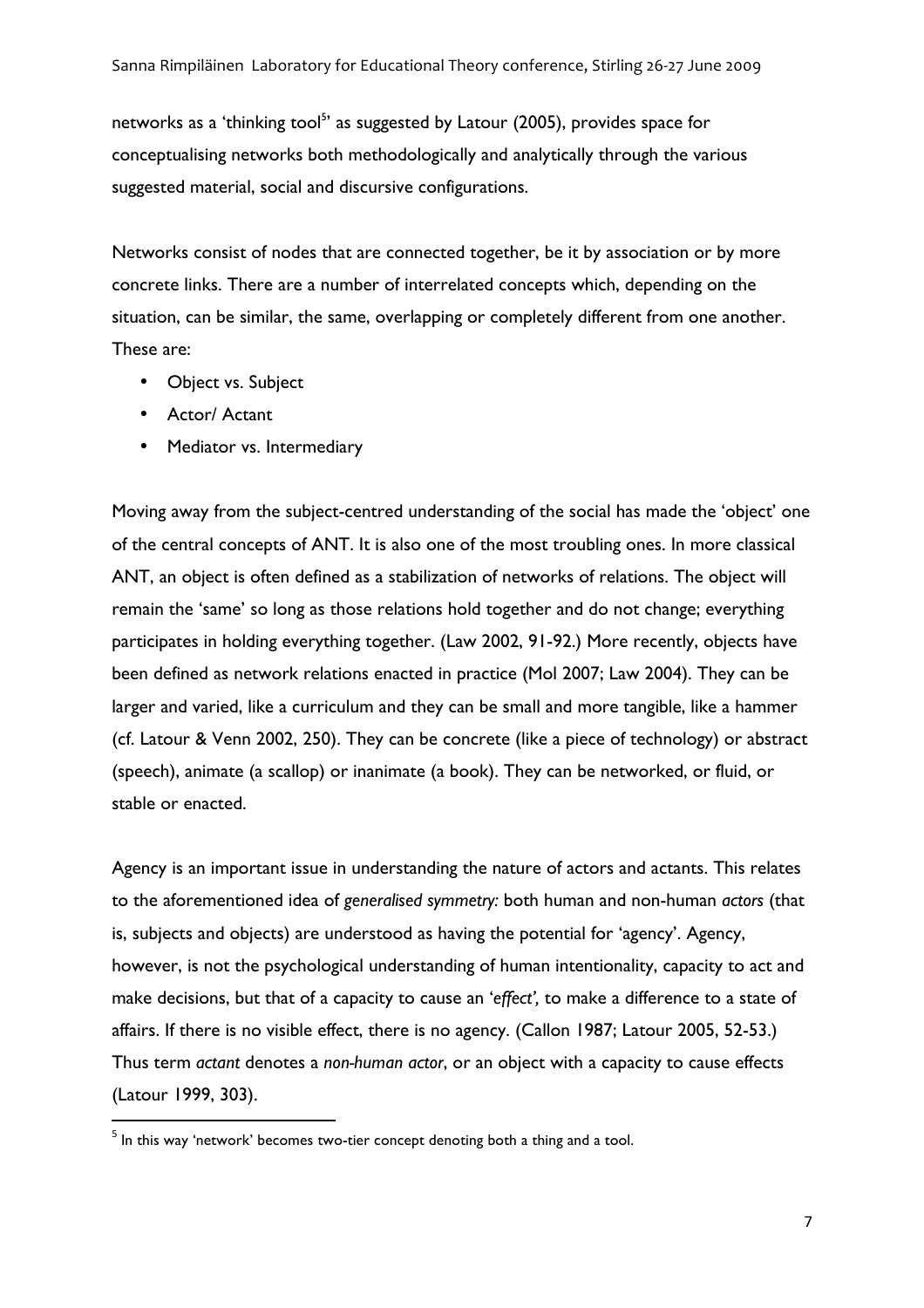networks as a 'thinking tool[5]' as suggested by Latour (2005), provides space for conceptualising networks both methodologically and analytically through the various suggested material, social and discursive configurations.

Networks consist of nodes that are connected together, be it by association or by more concrete links. There are a number of interrelated concepts which, depending on the situation, can be similar, the same, overlapping or completely different from one another. These are:

- Object vs. Subject
- Actor/ Actant
- Mediator vs. Intermediary

Moving away from the subject-centred understanding of the social has made the 'object' one of the central concepts of ANT. It is also one of the most troubling ones. In more classical ANT, an object is often defined as a stabilization of networks of relations. The object will remain the 'same' so long as those relations hold together and do not change; everything participates in holding everything together. (Law 2002, 91-92.) More recently, objects have been defined as network relations enacted in practice (Mol 2007; Law 2004). They can be larger and varied, like a curriculum and they can be small and more tangible, like a hammer (cf. Latour & Venn 2002, 250). They can be concrete (like a piece of technology) or abstract (speech), animate (a scallop) or inanimate (a book). They can be networked, or fluid, or stable or enacted.

Agency is an important issue in understanding the nature of actors and actants. This relates to the aforementioned idea of *generalised symmetry:* both human and non-human *actors* (that is, subjects and objects) are understood as having the potential for 'agency'. Agency, however, is not the psychological understanding of human intentionality, capacity to act and make decisions, but that of a capacity to cause an '*effect',* to make a difference to a state of affairs. If there is no visible effect, there is no agency. (Callon 1987; Latour 2005, 52-53.) Thus term *actant* denotes a *non-human actor*, or an object with a capacity to cause effects (Latour 1999, 303).

[5] In this way 'network' becomes two-tier concept denoting both a thing and a tool.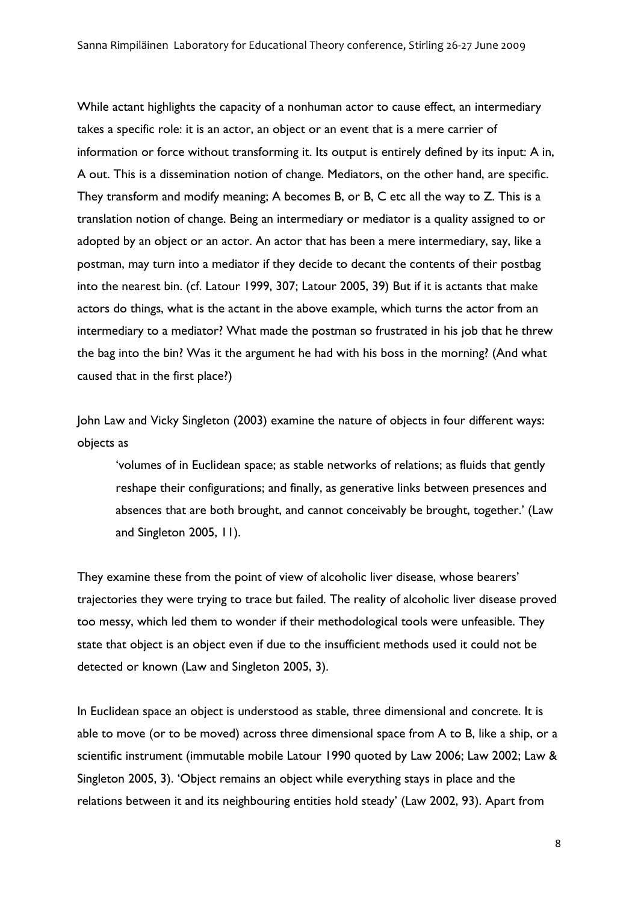While actant highlights the capacity of a nonhuman actor to cause effect, an intermediary takes a specific role: it is an actor, an object or an event that is a mere carrier of information or force without transforming it. Its output is entirely defined by its input: A in, A out. This is a dissemination notion of change. Mediators, on the other hand, are specific. They transform and modify meaning; A becomes B, or B, C etc all the way to Z. This is a translation notion of change. Being an intermediary or mediator is a quality assigned to or adopted by an object or an actor. An actor that has been a mere intermediary, say, like a postman, may turn into a mediator if they decide to decant the contents of their postbag into the nearest bin. (cf. Latour 1999, 307; Latour 2005, 39) But if it is actants that make actors do things, what is the actant in the above example, which turns the actor from an intermediary to a mediator? What made the postman so frustrated in his job that he threw the bag into the bin? Was it the argument he had with his boss in the morning? (And what caused that in the first place?)

John Law and Vicky Singleton (2003) examine the nature of objects in four different ways: objects as

> 'volumes of in Euclidean space; as stable networks of relations; as fluids that gently reshape their configurations; and finally, as generative links between presences and absences that are both brought, and cannot conceivably be brought, together.' (Law and Singleton 2005, 11).

They examine these from the point of view of alcoholic liver disease, whose bearers' trajectories they were trying to trace but failed. The reality of alcoholic liver disease proved too messy, which led them to wonder if their methodological tools were unfeasible. They state that object is an object even if due to the insufficient methods used it could not be detected or known (Law and Singleton 2005, 3).

In Euclidean space an object is understood as stable, three dimensional and concrete. It is able to move (or to be moved) across three dimensional space from A to B, like a ship, or a scientific instrument (immutable mobile Latour 1990 quoted by Law 2006; Law 2002; Law & Singleton 2005, 3). 'Object remains an object while everything stays in place and the relations between it and its neighbouring entities hold steady' (Law 2002, 93). Apart from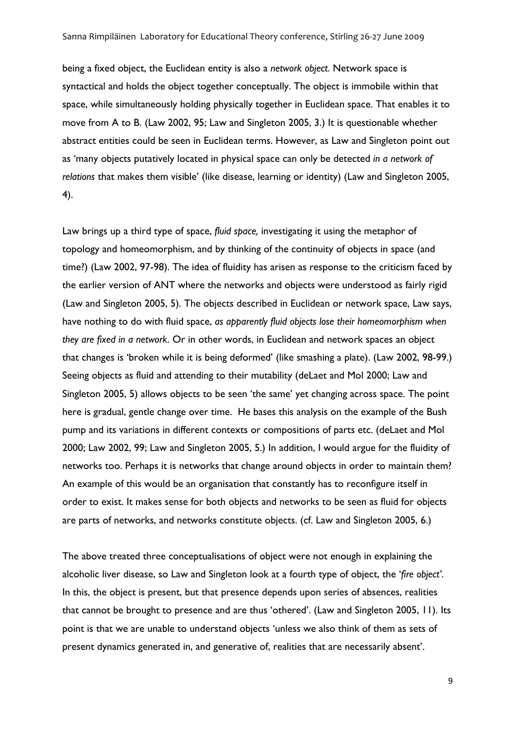being a fixed object, the Euclidean entity is also a *network object*. Network space is syntactical and holds the object together conceptually. The object is immobile within that space, while simultaneously holding physically together in Euclidean space. That enables it to move from A to B. (Law 2002, 95; Law and Singleton 2005, 3.) It is questionable whether abstract entities could be seen in Euclidean terms. However, as Law and Singleton point out as 'many objects putatively located in physical space can only be detected *in a network of relations* that makes them visible' (like disease, learning or identity) (Law and Singleton 2005, 4).

Law brings up a third type of space, *fluid space,* investigating it using the metaphor of topology and homeomorphism, and by thinking of the continuity of objects in space (and time?) (Law 2002, 97-98). The idea of fluidity has arisen as response to the criticism faced by the earlier version of ANT where the networks and objects were understood as fairly rigid (Law and Singleton 2005, 5). The objects described in Euclidean or network space, Law says, have nothing to do with fluid space, *as apparently fluid objects lose their homeomorphism when they are fixed in a network*. Or in other words, in Euclidean and network spaces an object that changes is 'broken while it is being deformed' (like smashing a plate). (Law 2002, 98-99.) Seeing objects as fluid and attending to their mutability (deLaet and Mol 2000; Law and Singleton 2005, 5) allows objects to be seen 'the same' yet changing across space. The point here is gradual, gentle change over time. He bases this analysis on the example of the Bush pump and its variations in different contexts or compositions of parts etc. (deLaet and Mol 2000; Law 2002, 99; Law and Singleton 2005, 5.) In addition, I would argue for the fluidity of networks too. Perhaps it is networks that change around objects in order to maintain them? An example of this would be an organisation that constantly has to reconfigure itself in order to exist. It makes sense for both objects and networks to be seen as fluid for objects are parts of networks, and networks constitute objects. (cf. Law and Singleton 2005, 6.)

The above treated three conceptualisations of object were not enough in explaining the alcoholic liver disease, so Law and Singleton look at a fourth type of object, the '*fire object'*. In this, the object is present, but that presence depends upon series of absences, realities that cannot be brought to presence and are thus 'othered'. (Law and Singleton 2005, 11). Its point is that we are unable to understand objects 'unless we also think of them as sets of present dynamics generated in, and generative of, realities that are necessarily absent'.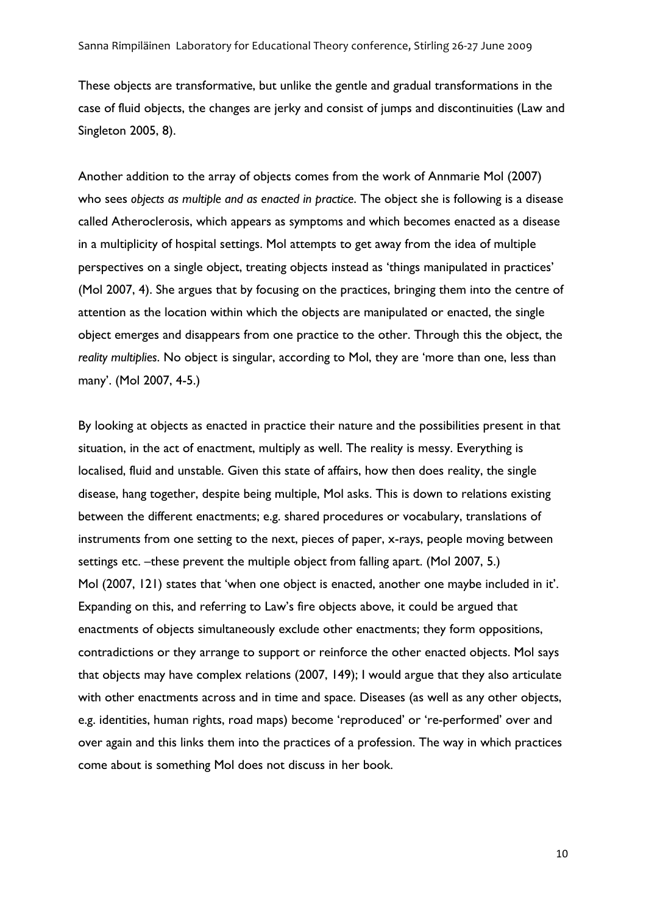These objects are transformative, but unlike the gentle and gradual transformations in the case of fluid objects, the changes are jerky and consist of jumps and discontinuities (Law and Singleton 2005, 8).

Another addition to the array of objects comes from the work of Annmarie Mol (2007) who sees *objects as multiple and as enacted in practice*. The object she is following is a disease called Atheroclerosis, which appears as symptoms and which becomes enacted as a disease in a multiplicity of hospital settings. Mol attempts to get away from the idea of multiple perspectives on a single object, treating objects instead as 'things manipulated in practices' (Mol 2007, 4). She argues that by focusing on the practices, bringing them into the centre of attention as the location within which the objects are manipulated or enacted, the single object emerges and disappears from one practice to the other. Through this the object, the *reality multiplies*. No object is singular, according to Mol, they are 'more than one, less than many'. (Mol 2007, 4-5.)

By looking at objects as enacted in practice their nature and the possibilities present in that situation, in the act of enactment, multiply as well. The reality is messy. Everything is localised, fluid and unstable. Given this state of affairs, how then does reality, the single disease, hang together, despite being multiple, Mol asks. This is down to relations existing between the different enactments; e.g. shared procedures or vocabulary, translations of instruments from one setting to the next, pieces of paper, x-rays, people moving between settings etc. –these prevent the multiple object from falling apart. (Mol 2007, 5.)
Mol (2007, 121) states that 'when one object is enacted, another one maybe included in it'. Expanding on this, and referring to Law's fire objects above, it could be argued that enactments of objects simultaneously exclude other enactments; they form oppositions, contradictions or they arrange to support or reinforce the other enacted objects. Mol says that objects may have complex relations (2007, 149); I would argue that they also articulate with other enactments across and in time and space. Diseases (as well as any other objects, e.g. identities, human rights, road maps) become 'reproduced' or 're-performed' over and over again and this links them into the practices of a profession. The way in which practices come about is something Mol does not discuss in her book.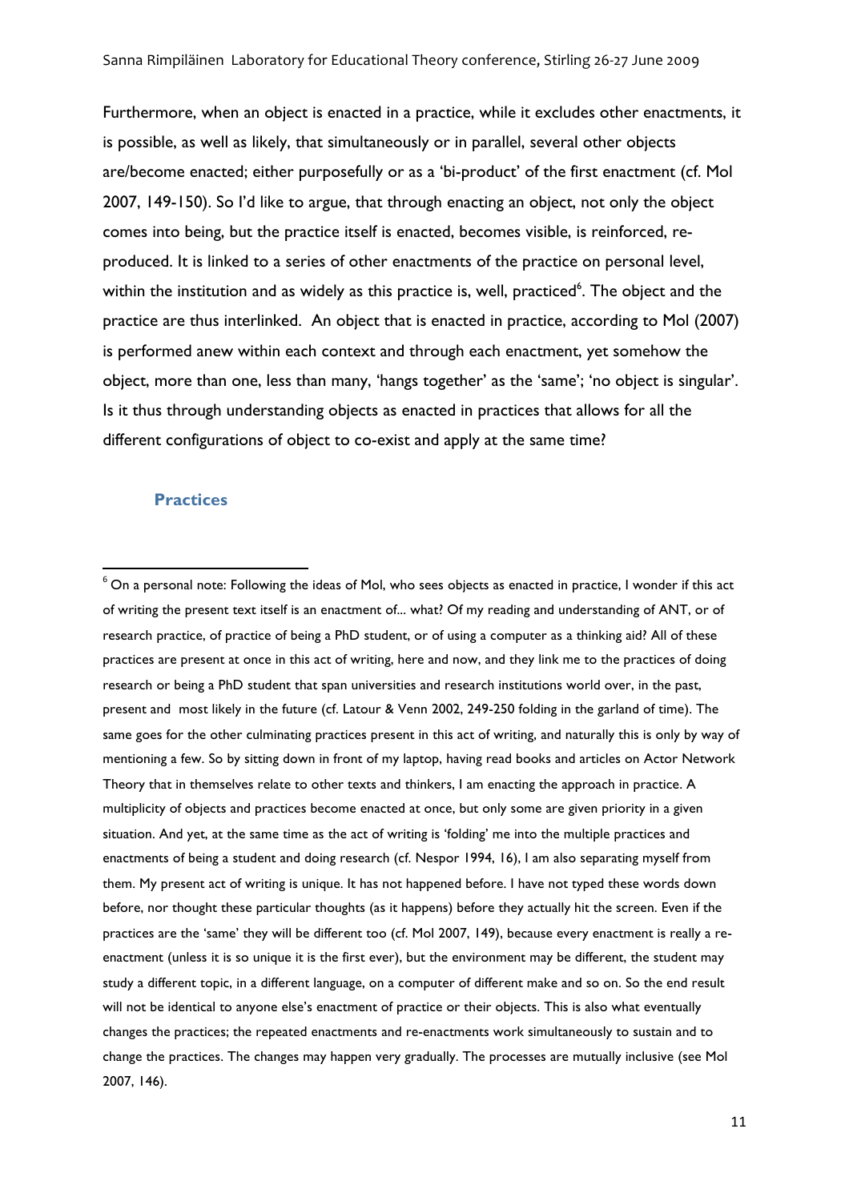Furthermore, when an object is enacted in a practice, while it excludes other enactments, it is possible, as well as likely, that simultaneously or in parallel, several other objects are/become enacted; either purposefully or as a 'bi-product' of the first enactment (cf. Mol 2007, 149-150). So I'd like to argue, that through enacting an object, not only the object comes into being, but the practice itself is enacted, becomes visible, is reinforced, re-produced. It is linked to a series of other enactments of the practice on personal level, within the institution and as widely as this practice is, well, practiced[6]. The object and the practice are thus interlinked. An object that is enacted in practice, according to Mol (2007) is performed anew within each context and through each enactment, yet somehow the object, more than one, less than many, 'hangs together' as the 'same'; 'no object is singular'. Is it thus through understanding objects as enacted in practices that allows for all the different configurations of object to co-exist and apply at the same time?

### Practices

[6] On a personal note: Following the ideas of Mol, who sees objects as enacted in practice, I wonder if this act of writing the present text itself is an enactment of... what? Of my reading and understanding of ANT, or of research practice, of practice of being a PhD student, or of using a computer as a thinking aid? All of these practices are present at once in this act of writing, here and now, and they link me to the practices of doing research or being a PhD student that span universities and research institutions world over, in the past, present and most likely in the future (cf. Latour & Venn 2002, 249-250 folding in the garland of time). The same goes for the other culminating practices present in this act of writing, and naturally this is only by way of mentioning a few. So by sitting down in front of my laptop, having read books and articles on Actor Network Theory that in themselves relate to other texts and thinkers, I am enacting the approach in practice. A multiplicity of objects and practices become enacted at once, but only some are given priority in a given situation. And yet, at the same time as the act of writing is 'folding' me into the multiple practices and enactments of being a student and doing research (cf. Nespor 1994, 16), I am also separating myself from them. My present act of writing is unique. It has not happened before. I have not typed these words down before, nor thought these particular thoughts (as it happens) before they actually hit the screen. Even if the practices are the 'same' they will be different too (cf. Mol 2007, 149), because every enactment is really a re-enactment (unless it is so unique it is the first ever), but the environment may be different, the student may study a different topic, in a different language, on a computer of different make and so on. So the end result will not be identical to anyone else's enactment of practice or their objects. This is also what eventually changes the practices; the repeated enactments and re-enactments work simultaneously to sustain and to change the practices. The changes may happen very gradually. The processes are mutually inclusive (see Mol 2007, 146).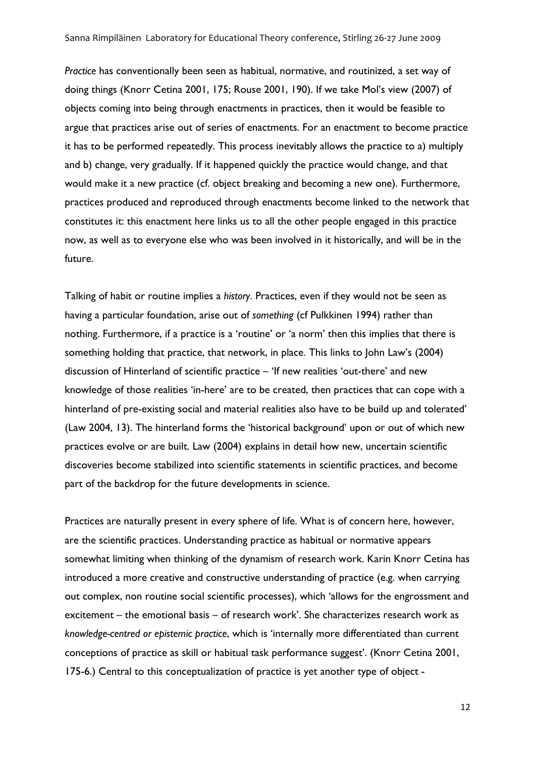*Practice* has conventionally been seen as habitual, normative, and routinized, a set way of doing things (Knorr Cetina 2001, 175; Rouse 2001, 190). If we take Mol's view (2007) of objects coming into being through enactments in practices, then it would be feasible to argue that practices arise out of series of enactments. For an enactment to become practice it has to be performed repeatedly. This process inevitably allows the practice to a) multiply and b) change, very gradually. If it happened quickly the practice would change, and that would make it a new practice (cf. object breaking and becoming a new one). Furthermore, practices produced and reproduced through enactments become linked to the network that constitutes it: this enactment here links us to all the other people engaged in this practice now, as well as to everyone else who was been involved in it historically, and will be in the future.

Talking of habit or routine implies a *history*. Practices, even if they would not be seen as having a particular foundation, arise out of *something* (cf Pulkkinen 1994) rather than nothing. Furthermore, if a practice is a 'routine' or 'a norm' then this implies that there is something holding that practice, that network, in place. This links to John Law's (2004) discussion of Hinterland of scientific practice – 'If new realities 'out-there' and new knowledge of those realities 'in-here' are to be created, then practices that can cope with a hinterland of pre-existing social and material realities also have to be build up and tolerated' (Law 2004, 13). The hinterland forms the 'historical background' upon or out of which new practices evolve or are built. Law (2004) explains in detail how new, uncertain scientific discoveries become stabilized into scientific statements in scientific practices, and become part of the backdrop for the future developments in science.

Practices are naturally present in every sphere of life. What is of concern here, however, are the scientific practices. Understanding practice as habitual or normative appears somewhat limiting when thinking of the dynamism of research work. Karin Knorr Cetina has introduced a more creative and constructive understanding of practice (e.g. when carrying out complex, non routine social scientific processes), which 'allows for the engrossment and excitement – the emotional basis – of research work'. She characterizes research work as *knowledge-centred or epistemic practice*, which is 'internally more differentiated than current conceptions of practice as skill or habitual task performance suggest'. (Knorr Cetina 2001, 175-6.) Central to this conceptualization of practice is yet another type of object -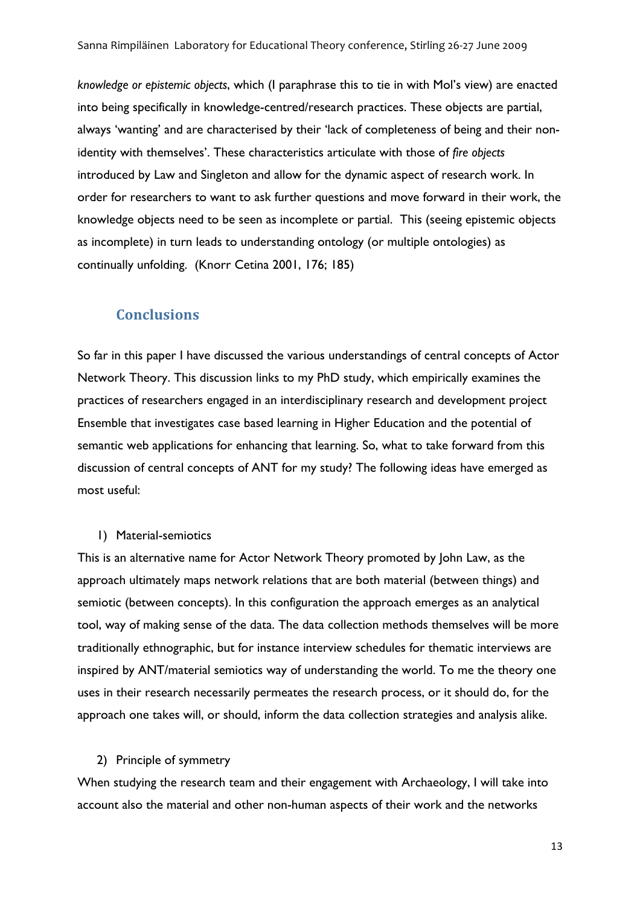*knowledge or epistemic objects*, which (I paraphrase this to tie in with Mol's view) are enacted into being specifically in knowledge-centred/research practices. These objects are partial, always 'wanting' and are characterised by their 'lack of completeness of being and their non-identity with themselves'. These characteristics articulate with those of *fire objects* introduced by Law and Singleton and allow for the dynamic aspect of research work. In order for researchers to want to ask further questions and move forward in their work, the knowledge objects need to be seen as incomplete or partial. This (seeing epistemic objects as incomplete) in turn leads to understanding ontology (or multiple ontologies) as continually unfolding. (Knorr Cetina 2001, 176; 185)

## Conclusions

So far in this paper I have discussed the various understandings of central concepts of Actor Network Theory. This discussion links to my PhD study, which empirically examines the practices of researchers engaged in an interdisciplinary research and development project Ensemble that investigates case based learning in Higher Education and the potential of semantic web applications for enhancing that learning. So, what to take forward from this discussion of central concepts of ANT for my study? The following ideas have emerged as most useful:

1) Material-semiotics

This is an alternative name for Actor Network Theory promoted by John Law, as the approach ultimately maps network relations that are both material (between things) and semiotic (between concepts). In this configuration the approach emerges as an analytical tool, way of making sense of the data. The data collection methods themselves will be more traditionally ethnographic, but for instance interview schedules for thematic interviews are inspired by ANT/material semiotics way of understanding the world. To me the theory one uses in their research necessarily permeates the research process, or it should do, for the approach one takes will, or should, inform the data collection strategies and analysis alike.

2) Principle of symmetry

When studying the research team and their engagement with Archaeology, I will take into account also the material and other non-human aspects of their work and the networks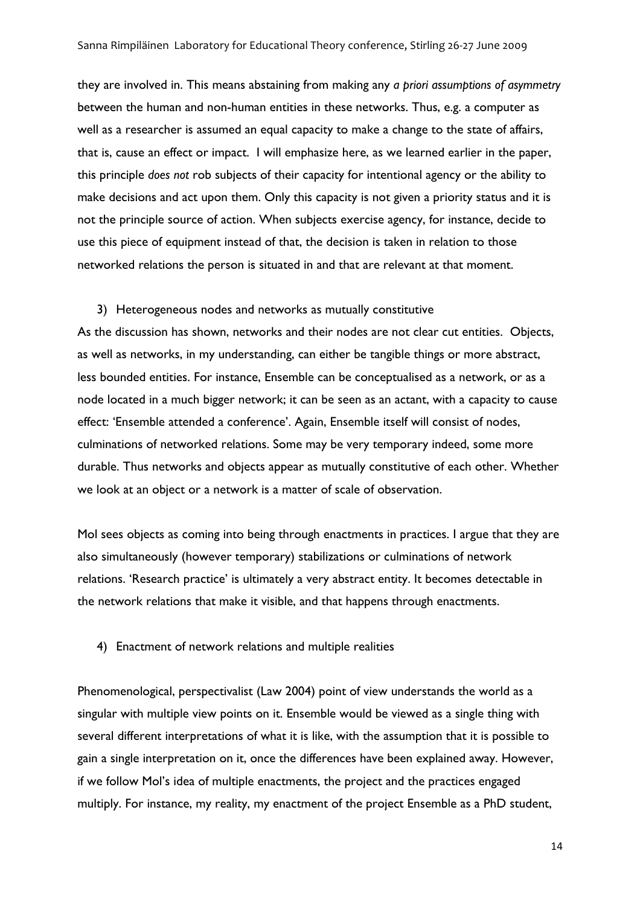they are involved in. This means abstaining from making any *a priori assumptions of asymmetry* between the human and non-human entities in these networks. Thus, e.g. a computer as well as a researcher is assumed an equal capacity to make a change to the state of affairs, that is, cause an effect or impact. I will emphasize here, as we learned earlier in the paper, this principle *does not* rob subjects of their capacity for intentional agency or the ability to make decisions and act upon them. Only this capacity is not given a priority status and it is not the principle source of action. When subjects exercise agency, for instance, decide to use this piece of equipment instead of that, the decision is taken in relation to those networked relations the person is situated in and that are relevant at that moment.

3) Heterogeneous nodes and networks as mutually constitutive

As the discussion has shown, networks and their nodes are not clear cut entities. Objects, as well as networks, in my understanding, can either be tangible things or more abstract, less bounded entities. For instance, Ensemble can be conceptualised as a network, or as a node located in a much bigger network; it can be seen as an actant, with a capacity to cause effect: 'Ensemble attended a conference'. Again, Ensemble itself will consist of nodes, culminations of networked relations. Some may be very temporary indeed, some more durable. Thus networks and objects appear as mutually constitutive of each other. Whether we look at an object or a network is a matter of scale of observation.

Mol sees objects as coming into being through enactments in practices. I argue that they are also simultaneously (however temporary) stabilizations or culminations of network relations. 'Research practice' is ultimately a very abstract entity. It becomes detectable in the network relations that make it visible, and that happens through enactments.

4) Enactment of network relations and multiple realities

Phenomenological, perspectivalist (Law 2004) point of view understands the world as a singular with multiple view points on it. Ensemble would be viewed as a single thing with several different interpretations of what it is like, with the assumption that it is possible to gain a single interpretation on it, once the differences have been explained away. However, if we follow Mol's idea of multiple enactments, the project and the practices engaged multiply. For instance, my reality, my enactment of the project Ensemble as a PhD student,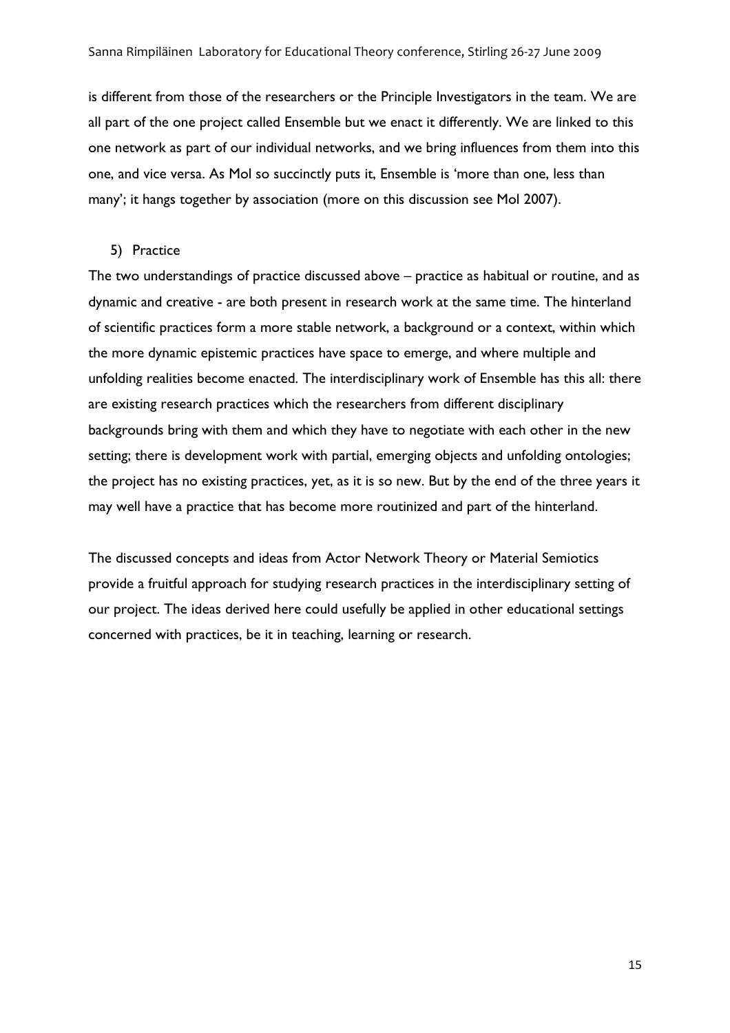is different from those of the researchers or the Principle Investigators in the team. We are all part of the one project called Ensemble but we enact it differently. We are linked to this one network as part of our individual networks, and we bring influences from them into this one, and vice versa. As Mol so succinctly puts it, Ensemble is 'more than one, less than many'; it hangs together by association (more on this discussion see Mol 2007).

5) Practice

The two understandings of practice discussed above – practice as habitual or routine, and as dynamic and creative - are both present in research work at the same time. The hinterland of scientific practices form a more stable network, a background or a context, within which the more dynamic epistemic practices have space to emerge, and where multiple and unfolding realities become enacted. The interdisciplinary work of Ensemble has this all: there are existing research practices which the researchers from different disciplinary backgrounds bring with them and which they have to negotiate with each other in the new setting; there is development work with partial, emerging objects and unfolding ontologies; the project has no existing practices, yet, as it is so new. But by the end of the three years it may well have a practice that has become more routinized and part of the hinterland.

The discussed concepts and ideas from Actor Network Theory or Material Semiotics provide a fruitful approach for studying research practices in the interdisciplinary setting of our project. The ideas derived here could usefully be applied in other educational settings concerned with practices, be it in teaching, learning or research.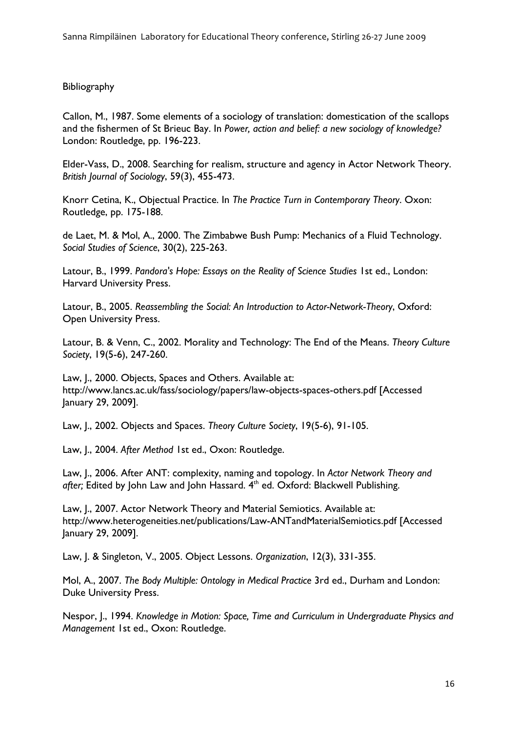Bibliography

Callon, M., 1987. Some elements of a sociology of translation: domestication of the scallops and the fishermen of St Brieuc Bay. In *Power, action and belief: a new sociology of knowledge?* London: Routledge, pp. 196-223.

Elder-Vass, D., 2008. Searching for realism, structure and agency in Actor Network Theory. *British Journal of Sociology*, 59(3), 455-473.

Knorr Cetina, K., Objectual Practice. In *The Practice Turn in Contemporary Theory*. Oxon: Routledge, pp. 175-188.

de Laet, M. & Mol, A., 2000. The Zimbabwe Bush Pump: Mechanics of a Fluid Technology. *Social Studies of Science*, 30(2), 225-263.

Latour, B., 1999. *Pandora's Hope: Essays on the Reality of Science Studies* 1st ed., London: Harvard University Press.

Latour, B., 2005. *Reassembling the Social: An Introduction to Actor-Network-Theory*, Oxford: Open University Press.

Latour, B. & Venn, C., 2002. Morality and Technology: The End of the Means. *Theory Culture Society*, 19(5-6), 247-260.

Law, J., 2000. Objects, Spaces and Others. Available at: http://www.lancs.ac.uk/fass/sociology/papers/law-objects-spaces-others.pdf [Accessed January 29, 2009].

Law, J., 2002. Objects and Spaces. *Theory Culture Society*, 19(5-6), 91-105.

Law, J., 2004. *After Method* 1st ed., Oxon: Routledge.

Law, J., 2006. After ANT: complexity, naming and topology. In *Actor Network Theory and after;* Edited by John Law and John Hassard. 4th ed. Oxford: Blackwell Publishing.

Law, J., 2007. Actor Network Theory and Material Semiotics. Available at: http://www.heterogeneities.net/publications/Law-ANTandMaterialSemiotics.pdf [Accessed January 29, 2009].

Law, J. & Singleton, V., 2005. Object Lessons. *Organization*, 12(3), 331-355.

Mol, A., 2007. *The Body Multiple: Ontology in Medical Practice* 3rd ed., Durham and London: Duke University Press.

Nespor, J., 1994. *Knowledge in Motion: Space, Time and Curriculum in Undergraduate Physics and Management* 1st ed., Oxon: Routledge.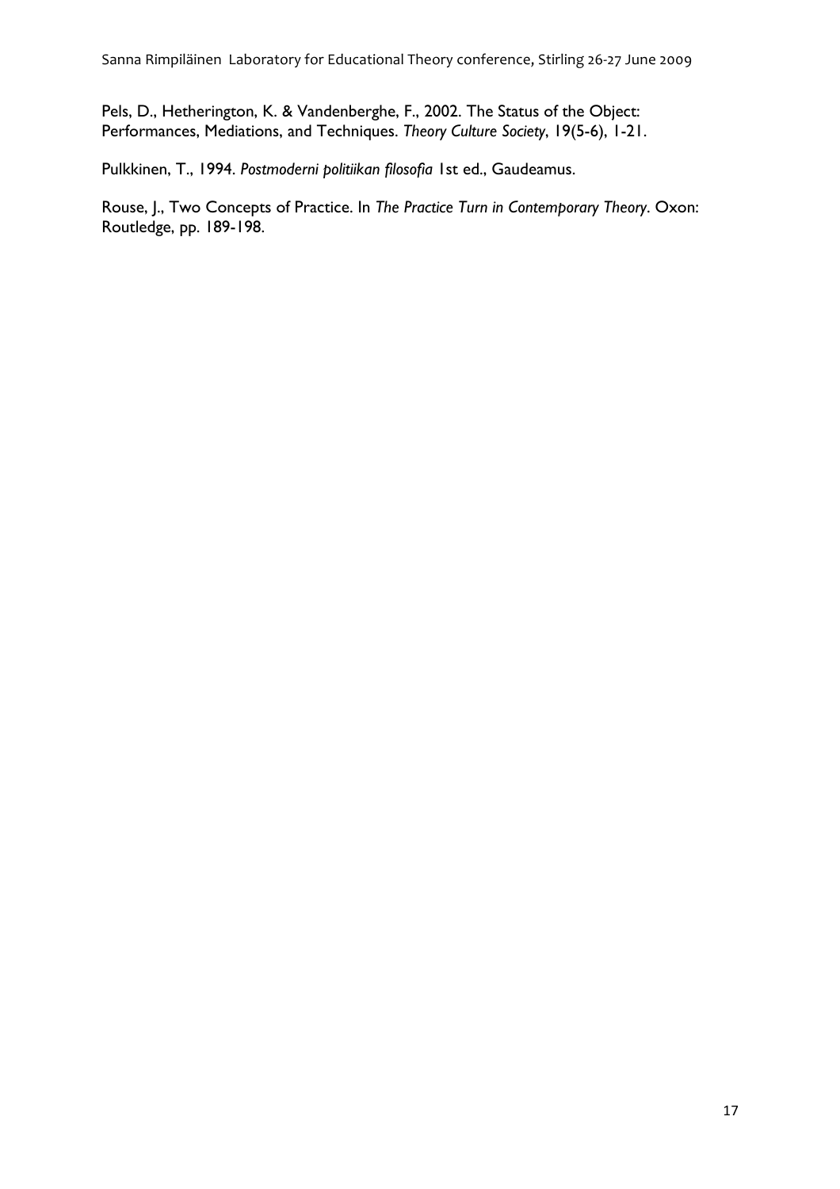Pels, D., Hetherington, K. & Vandenberghe, F., 2002. The Status of the Object: Performances, Mediations, and Techniques. *Theory Culture Society*, 19(5-6), 1-21.

Pulkkinen, T., 1994. *Postmoderni politiikan filosofia* 1st ed., Gaudeamus.

Rouse, J., Two Concepts of Practice. In *The Practice Turn in Contemporary Theory*. Oxon: Routledge, pp. 189-198.